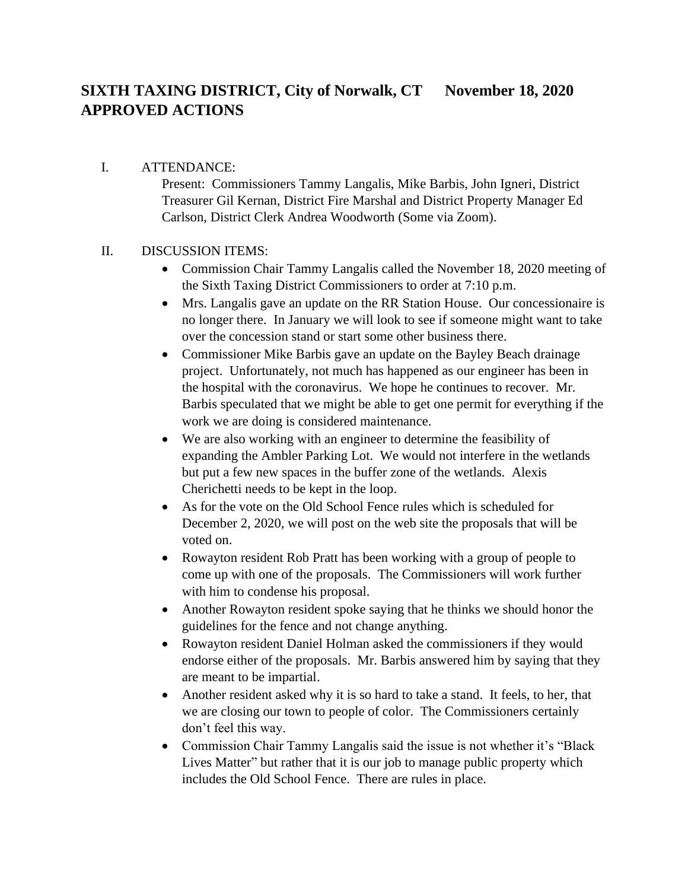# SIXTH TAXING DISTRICT, City of Norwalk, CT November 18, 2020 APPROVED ACTIONS

I. ATTENDANCE:

Present: Commissioners Tammy Langalis, Mike Barbis, John Igneri, District Treasurer Gil Kernan, District Fire Marshal and District Property Manager Ed Carlson, District Clerk Andrea Woodworth (Some via Zoom).

II. DISCUSSION ITEMS:

- Commission Chair Tammy Langalis called the November 18, 2020 meeting of the Sixth Taxing District Commissioners to order at 7:10 p.m.
- Mrs. Langalis gave an update on the RR Station House. Our concessionaire is no longer there. In January we will look to see if someone might want to take over the concession stand or start some other business there.
- Commissioner Mike Barbis gave an update on the Bayley Beach drainage project. Unfortunately, not much has happened as our engineer has been in the hospital with the coronavirus. We hope he continues to recover. Mr. Barbis speculated that we might be able to get one permit for everything if the work we are doing is considered maintenance.
- We are also working with an engineer to determine the feasibility of expanding the Ambler Parking Lot. We would not interfere in the wetlands but put a few new spaces in the buffer zone of the wetlands. Alexis Cherichetti needs to be kept in the loop.
- As for the vote on the Old School Fence rules which is scheduled for December 2, 2020, we will post on the web site the proposals that will be voted on.
- Rowayton resident Rob Pratt has been working with a group of people to come up with one of the proposals. The Commissioners will work further with him to condense his proposal.
- Another Rowayton resident spoke saying that he thinks we should honor the guidelines for the fence and not change anything.
- Rowayton resident Daniel Holman asked the commissioners if they would endorse either of the proposals. Mr. Barbis answered him by saying that they are meant to be impartial.
- Another resident asked why it is so hard to take a stand. It feels, to her, that we are closing our town to people of color. The Commissioners certainly don't feel this way.
- Commission Chair Tammy Langalis said the issue is not whether it's "Black Lives Matter" but rather that it is our job to manage public property which includes the Old School Fence. There are rules in place.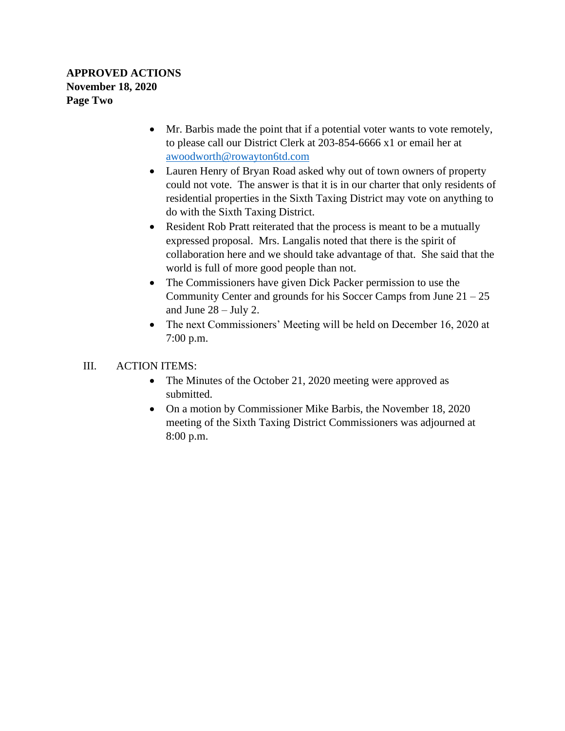**APPROVED ACTIONS**
**November 18, 2020**
**Page Two**

- Mr. Barbis made the point that if a potential voter wants to vote remotely, to please call our District Clerk at 203-854-6666 x1 or email her at awoodworth@rowayton6td.com
- Lauren Henry of Bryan Road asked why out of town owners of property could not vote. The answer is that it is in our charter that only residents of residential properties in the Sixth Taxing District may vote on anything to do with the Sixth Taxing District.
- Resident Rob Pratt reiterated that the process is meant to be a mutually expressed proposal. Mrs. Langalis noted that there is the spirit of collaboration here and we should take advantage of that. She said that the world is full of more good people than not.
- The Commissioners have given Dick Packer permission to use the Community Center and grounds for his Soccer Camps from June 21 – 25 and June 28 – July 2.
- The next Commissioners' Meeting will be held on December 16, 2020 at 7:00 p.m.

III. ACTION ITEMS:

- The Minutes of the October 21, 2020 meeting were approved as submitted.
- On a motion by Commissioner Mike Barbis, the November 18, 2020 meeting of the Sixth Taxing District Commissioners was adjourned at 8:00 p.m.